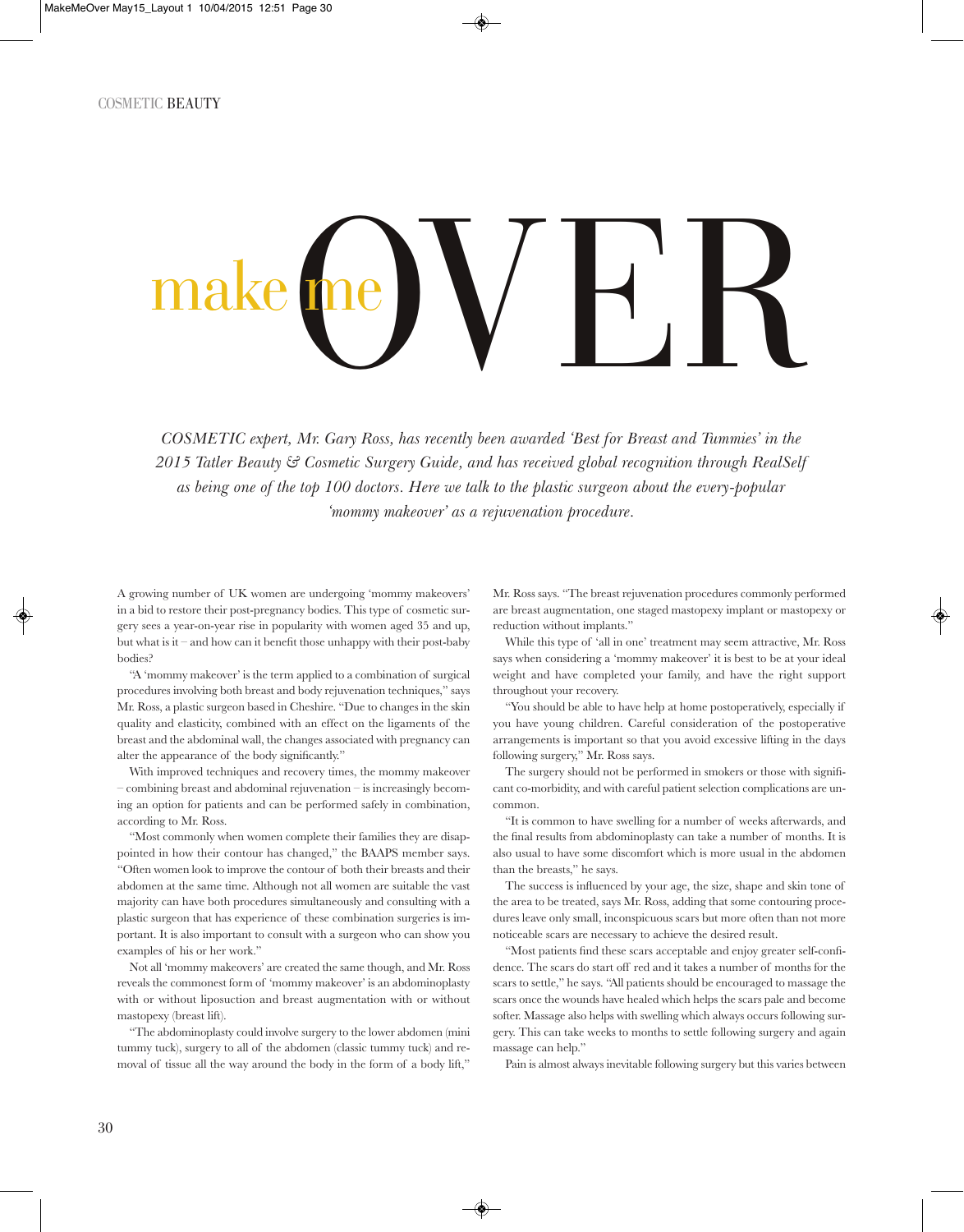COSMETIC BEAUTY

# make me OVER

*COSMETIC expert, Mr. Gary Ross, has recently been awarded 'Best for Breast and Tummies' in the 2015 Tatler Beauty & Cosmetic Surgery Guide, and has received global recognition through RealSelf as being one of the top 100 doctors. Here we talk to the plastic surgeon about the every-popular 'mommy makeover' as a rejuvenation procedure.*

A growing number of UK women are undergoing 'mommy makeovers' in a bid to restore their post-pregnancy bodies. This type of cosmetic surgery sees a year-on-year rise in popularity with women aged 35 and up, but what is it – and how can it benefit those unhappy with their post-baby bodies?

"A 'mommy makeover' is the term applied to a combination of surgical procedures involving both breast and body rejuvenation techniques," says Mr. Ross, a plastic surgeon based in Cheshire. "Due to changes in the skin quality and elasticity, combined with an effect on the ligaments of the breast and the abdominal wall, the changes associated with pregnancy can alter the appearance of the body significantly."

With improved techniques and recovery times, the mommy makeover – combining breast and abdominal rejuvenation – is increasingly becoming an option for patients and can be performed safely in combination, according to Mr. Ross.

"Most commonly when women complete their families they are disappointed in how their contour has changed," the BAAPS member says. "Often women look to improve the contour of both their breasts and their abdomen at the same time. Although not all women are suitable the vast majority can have both procedures simultaneously and consulting with a plastic surgeon that has experience of these combination surgeries is important. It is also important to consult with a surgeon who can show you examples of his or her work."

Not all 'mommy makeovers' are created the same though, and Mr. Ross reveals the commonest form of 'mommy makeover' is an abdominoplasty with or without liposuction and breast augmentation with or without mastopexy (breast lift).

"The abdominoplasty could involve surgery to the lower abdomen (mini tummy tuck), surgery to all of the abdomen (classic tummy tuck) and removal of tissue all the way around the body in the form of a body lift," Mr. Ross says. "The breast rejuvenation procedures commonly performed are breast augmentation, one staged mastopexy implant or mastopexy or reduction without implants."

While this type of 'all in one' treatment may seem attractive, Mr. Ross says when considering a 'mommy makeover' it is best to be at your ideal weight and have completed your family, and have the right support throughout your recovery.

"You should be able to have help at home postoperatively, especially if you have young children. Careful consideration of the postoperative arrangements is important so that you avoid excessive lifting in the days following surgery," Mr. Ross says.

The surgery should not be performed in smokers or those with significant co-morbidity, and with careful patient selection complications are uncommon.

"It is common to have swelling for a number of weeks afterwards, and the final results from abdominoplasty can take a number of months. It is also usual to have some discomfort which is more usual in the abdomen than the breasts," he says.

The success is influenced by your age, the size, shape and skin tone of the area to be treated, says Mr. Ross, adding that some contouring procedures leave only small, inconspicuous scars but more often than not more noticeable scars are necessary to achieve the desired result.

"Most patients find these scars acceptable and enjoy greater self-confidence. The scars do start off red and it takes a number of months for the scars to settle," he says. "All patients should be encouraged to massage the scars once the wounds have healed which helps the scars pale and become softer. Massage also helps with swelling which always occurs following surgery. This can take weeks to months to settle following surgery and again massage can help."

Pain is almost always inevitable following surgery but this varies between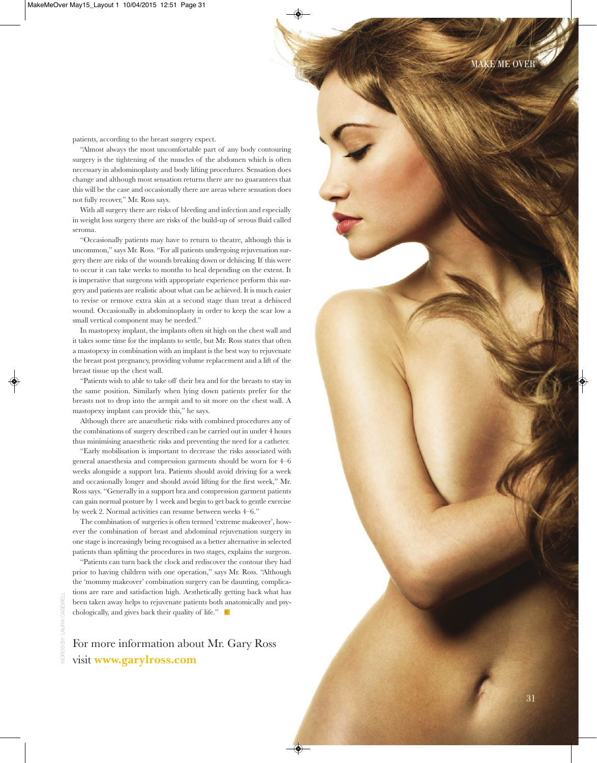patients, according to the breast surgery expect.

"Almost always the most uncomfortable part of any body contouring surgery is the tightening of the muscles of the abdomen which is often necessary in abdominoplasty and body lifting procedures. Sensation does change and although most sensation returns there are no guarantees that this will be the case and occasionally there are areas where sensation does not fully recover," Mr. Ross says.

With all surgery there are risks of bleeding and infection and especially in weight loss surgery there are risks of the build-up of serous fluid called seroma.

"Occasionally patients may have to return to theatre, although this is uncommon," says Mr. Ross. "For all patients undergoing rejuvenation surgery there are risks of the wounds breaking down or dehiscing. If this were to occur it can take weeks to months to heal depending on the extent. It is imperative that surgeons with appropriate experience perform this surgery and patients are realistic about what can be achieved. It is much easier to revise or remove extra skin at a second stage than treat a dehisced wound. Occasionally in abdominoplasty in order to keep the scar low a small vertical component may be needed."

In mastopexy implant, the implants often sit high on the chest wall and it takes some time for the implants to settle, but Mr. Ross states that often a mastopexy in combination with an implant is the best way to rejuvenate the breast post pregnancy, providing volume replacement and a lift of the breast tissue up the chest wall.

"Patients wish to able to take off their bra and for the breasts to stay in the same position. Similarly when lying down patients prefer for the breasts not to drop into the armpit and to sit more on the chest wall. A mastopexy implant can provide this," he says.

Although there are anaesthetic risks with combined procedures any of the combinations of surgery described can be carried out in under 4 hours thus minimising anaesthetic risks and preventing the need for a catheter.

"Early mobilisation is important to decrease the risks associated with general anaesthesia and compression garments should be worn for 4–6 weeks alongside a support bra. Patients should avoid driving for a week and occasionally longer and should avoid lifting for the first week," Mr. Ross says. "Generally in a support bra and compression garment patients can gain normal posture by 1 week and begin to get back to gentle exercise by week 2. Normal activities can resume between weeks 4–6."

The combination of surgeries is often termed 'extreme makeover', however the combination of breast and abdominal rejuvenation surgery in one stage is increasingly being recognised as a better alternative in selected patients than splitting the procedures in two stages, explains the surgeon.

"Patients can turn back the clock and rediscover the contour they had prior to having children with one operation," says Mr. Ross. "Although the 'mommy makeover' combination surgery can be daunting, complications are rare and satisfaction high. Aesthetically getting back what has been taken away helps to rejuvenate patients both anatomically and psychologically, and gives back their quality of life."

WORDS BY: LAURA CASEWELL

For more information about Mr. Gary Ross visit **www.garylross.com**